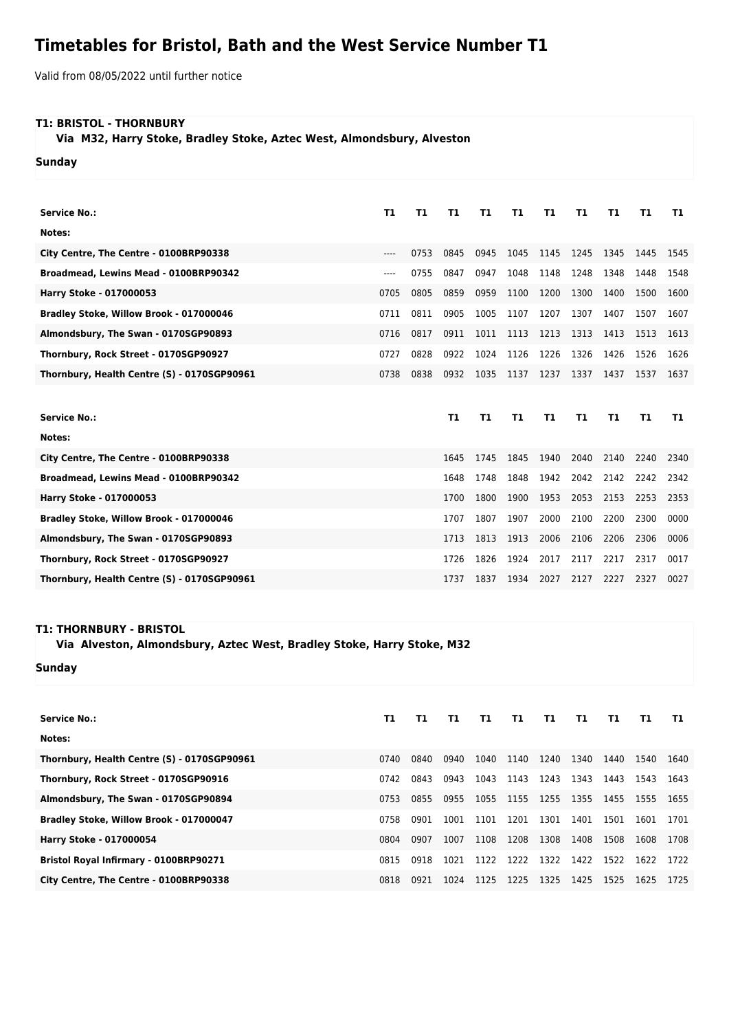# Timetables for Bristol, Bath and the West Service Number T1

Valid from 08/05/2022 until further notice

**T1: BRISTOL - THORNBURY**

**Via M32, Harry Stoke, Bradley Stoke, Aztec West, Almondsbury, Alveston**

**Sunday**

| Service No.: | T1 | T1 | T1 | T1 | T1 | T1 | T1 | T1 | T1 | T1 |
|---|---|---|---|---|---|---|---|---|---|---|
| Notes: | | | | | | | | | | |
| City Centre, The Centre - 0100BRP90338 | ---- | 0753 | 0845 | 0945 | 1045 | 1145 | 1245 | 1345 | 1445 | 1545 |
| Broadmead, Lewins Mead - 0100BRP90342 | ---- | 0755 | 0847 | 0947 | 1048 | 1148 | 1248 | 1348 | 1448 | 1548 |
| Harry Stoke - 017000053 | 0705 | 0805 | 0859 | 0959 | 1100 | 1200 | 1300 | 1400 | 1500 | 1600 |
| Bradley Stoke, Willow Brook - 017000046 | 0711 | 0811 | 0905 | 1005 | 1107 | 1207 | 1307 | 1407 | 1507 | 1607 |
| Almondsbury, The Swan - 0170SGP90893 | 0716 | 0817 | 0911 | 1011 | 1113 | 1213 | 1313 | 1413 | 1513 | 1613 |
| Thornbury, Rock Street - 0170SGP90927 | 0727 | 0828 | 0922 | 1024 | 1126 | 1226 | 1326 | 1426 | 1526 | 1626 |
| Thornbury, Health Centre (S) - 0170SGP90961 | 0738 | 0838 | 0932 | 1035 | 1137 | 1237 | 1337 | 1437 | 1537 | 1637 |

| Service No.: | T1 | T1 | T1 | T1 | T1 | T1 | T1 | T1 |
|---|---|---|---|---|---|---|---|---|
| Notes: | | | | | | | | |
| City Centre, The Centre - 0100BRP90338 | 1645 | 1745 | 1845 | 1940 | 2040 | 2140 | 2240 | 2340 |
| Broadmead, Lewins Mead - 0100BRP90342 | 1648 | 1748 | 1848 | 1942 | 2042 | 2142 | 2242 | 2342 |
| Harry Stoke - 017000053 | 1700 | 1800 | 1900 | 1953 | 2053 | 2153 | 2253 | 2353 |
| Bradley Stoke, Willow Brook - 017000046 | 1707 | 1807 | 1907 | 2000 | 2100 | 2200 | 2300 | 0000 |
| Almondsbury, The Swan - 0170SGP90893 | 1713 | 1813 | 1913 | 2006 | 2106 | 2206 | 2306 | 0006 |
| Thornbury, Rock Street - 0170SGP90927 | 1726 | 1826 | 1924 | 2017 | 2117 | 2217 | 2317 | 0017 |
| Thornbury, Health Centre (S) - 0170SGP90961 | 1737 | 1837 | 1934 | 2027 | 2127 | 2227 | 2327 | 0027 |

**T1: THORNBURY - BRISTOL**

**Via Alveston, Almondsbury, Aztec West, Bradley Stoke, Harry Stoke, M32**

**Sunday**

| Service No.: | T1 | T1 | T1 | T1 | T1 | T1 | T1 | T1 | T1 | T1 |
|---|---|---|---|---|---|---|---|---|---|---|
| Notes: | | | | | | | | | | |
| Thornbury, Health Centre (S) - 0170SGP90961 | 0740 | 0840 | 0940 | 1040 | 1140 | 1240 | 1340 | 1440 | 1540 | 1640 |
| Thornbury, Rock Street - 0170SGP90916 | 0742 | 0843 | 0943 | 1043 | 1143 | 1243 | 1343 | 1443 | 1543 | 1643 |
| Almondsbury, The Swan - 0170SGP90894 | 0753 | 0855 | 0955 | 1055 | 1155 | 1255 | 1355 | 1455 | 1555 | 1655 |
| Bradley Stoke, Willow Brook - 017000047 | 0758 | 0901 | 1001 | 1101 | 1201 | 1301 | 1401 | 1501 | 1601 | 1701 |
| Harry Stoke - 017000054 | 0804 | 0907 | 1007 | 1108 | 1208 | 1308 | 1408 | 1508 | 1608 | 1708 |
| Bristol Royal Infirmary - 0100BRP90271 | 0815 | 0918 | 1021 | 1122 | 1222 | 1322 | 1422 | 1522 | 1622 | 1722 |
| City Centre, The Centre - 0100BRP90338 | 0818 | 0921 | 1024 | 1125 | 1225 | 1325 | 1425 | 1525 | 1625 | 1725 |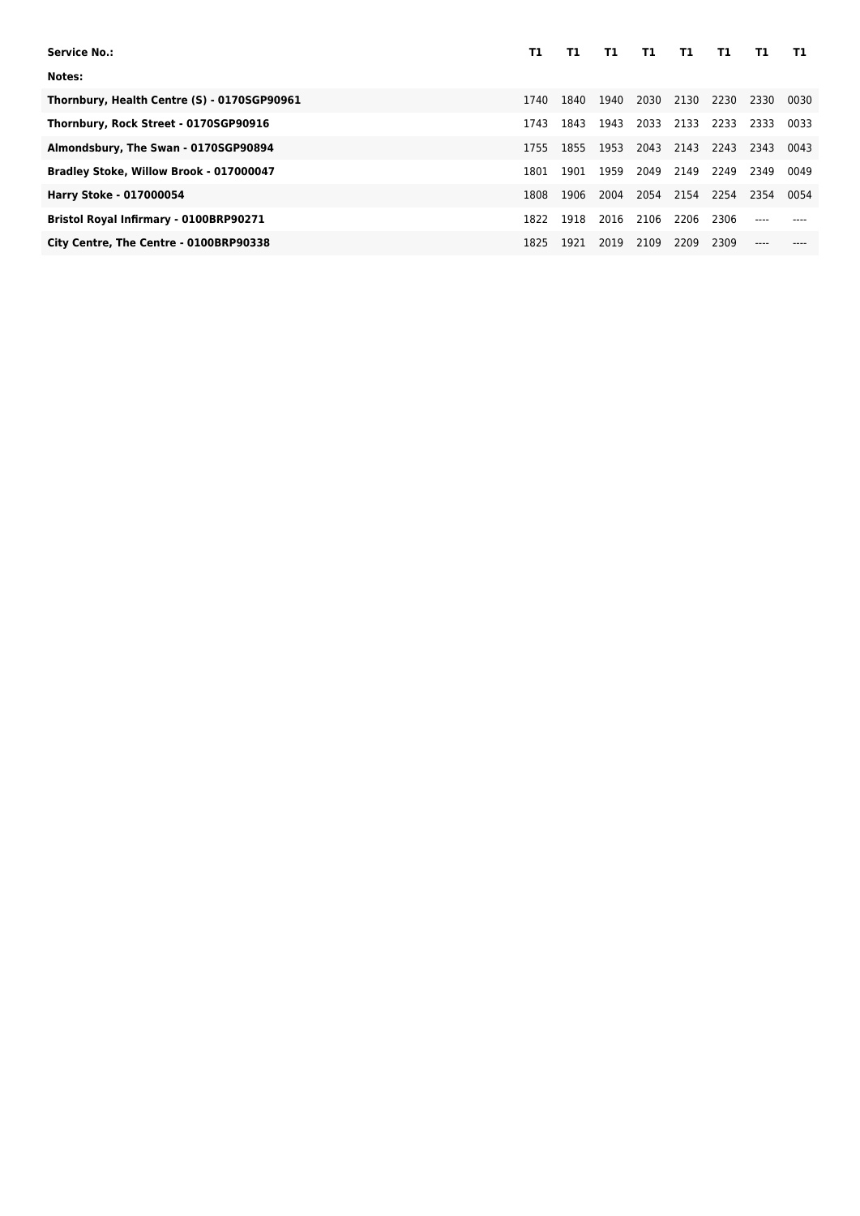| Service No.: | T1 | T1 | T1 | T1 | T1 | T1 | T1 | T1 |
|---|---|---|---|---|---|---|---|---|
| Notes: | | | | | | | | |
| Thornbury, Health Centre (S) - 0170SGP90961 | 1740 | 1840 | 1940 | 2030 | 2130 | 2230 | 2330 | 0030 |
| Thornbury, Rock Street - 0170SGP90916 | 1743 | 1843 | 1943 | 2033 | 2133 | 2233 | 2333 | 0033 |
| Almondsbury, The Swan - 0170SGP90894 | 1755 | 1855 | 1953 | 2043 | 2143 | 2243 | 2343 | 0043 |
| Bradley Stoke, Willow Brook - 017000047 | 1801 | 1901 | 1959 | 2049 | 2149 | 2249 | 2349 | 0049 |
| Harry Stoke - 017000054 | 1808 | 1906 | 2004 | 2054 | 2154 | 2254 | 2354 | 0054 |
| Bristol Royal Infirmary - 0100BRP90271 | 1822 | 1918 | 2016 | 2106 | 2206 | 2306 | ---- | ---- |
| City Centre, The Centre - 0100BRP90338 | 1825 | 1921 | 2019 | 2109 | 2209 | 2309 | ---- | ---- |